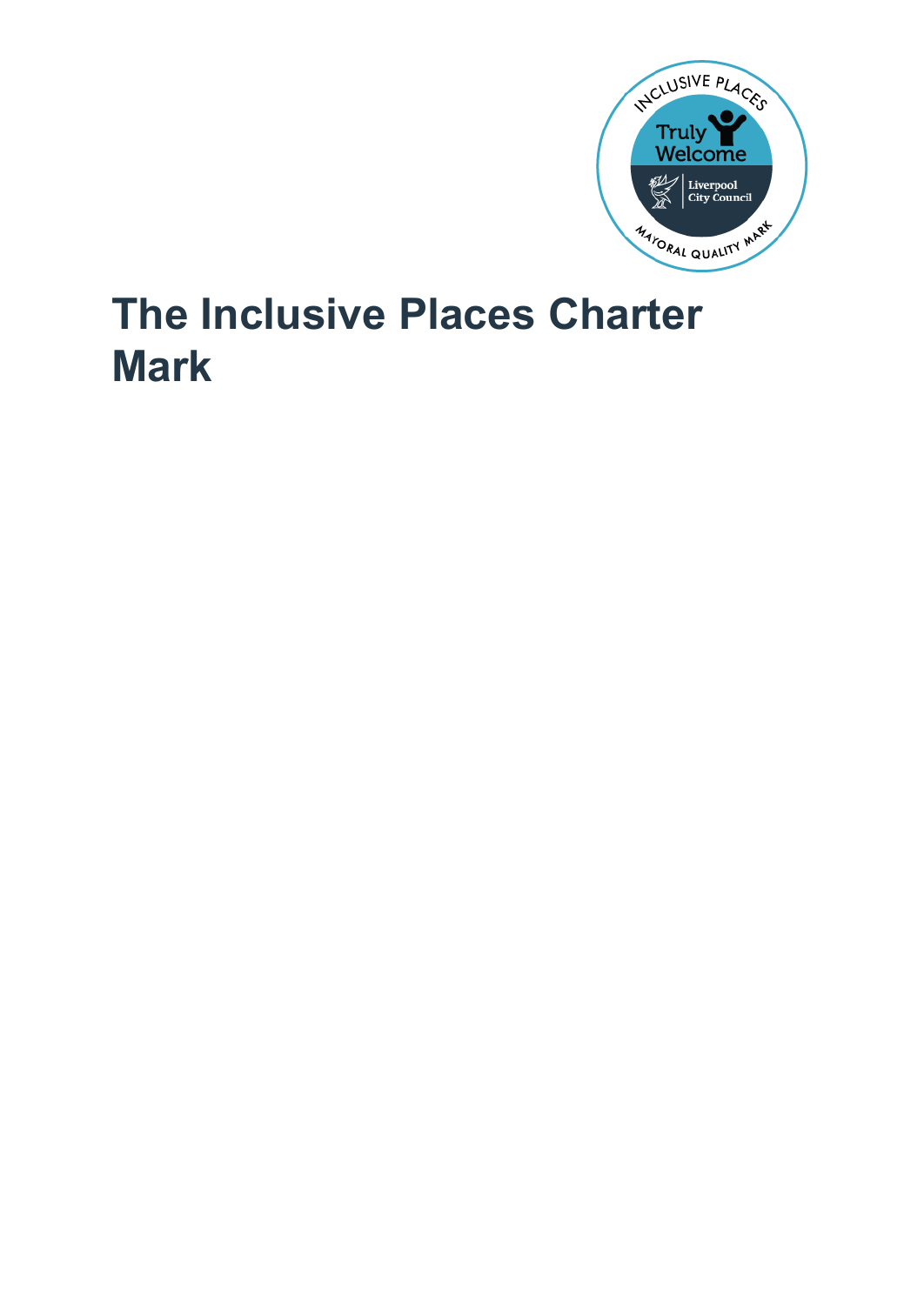# The Inclusive Places Charter Mark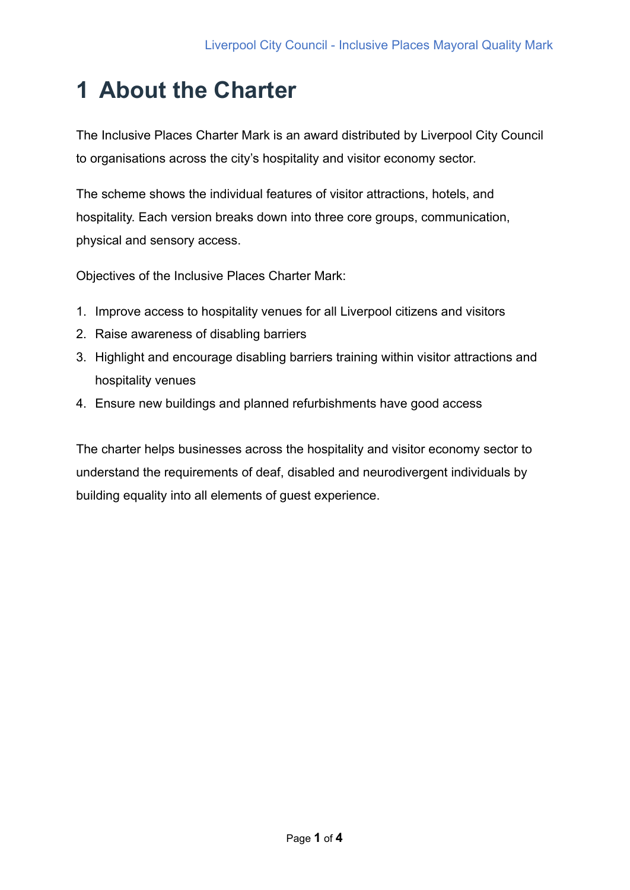# 1 About the Charter

The Inclusive Places Charter Mark is an award distributed by Liverpool City Council to organisations across the city's hospitality and visitor economy sector.

The scheme shows the individual features of visitor attractions, hotels, and hospitality. Each version breaks down into three core groups, communication, physical and sensory access.

Objectives of the Inclusive Places Charter Mark:

1. Improve access to hospitality venues for all Liverpool citizens and visitors
2. Raise awareness of disabling barriers
3. Highlight and encourage disabling barriers training within visitor attractions and hospitality venues
4. Ensure new buildings and planned refurbishments have good access

The charter helps businesses across the hospitality and visitor economy sector to understand the requirements of deaf, disabled and neurodivergent individuals by building equality into all elements of guest experience.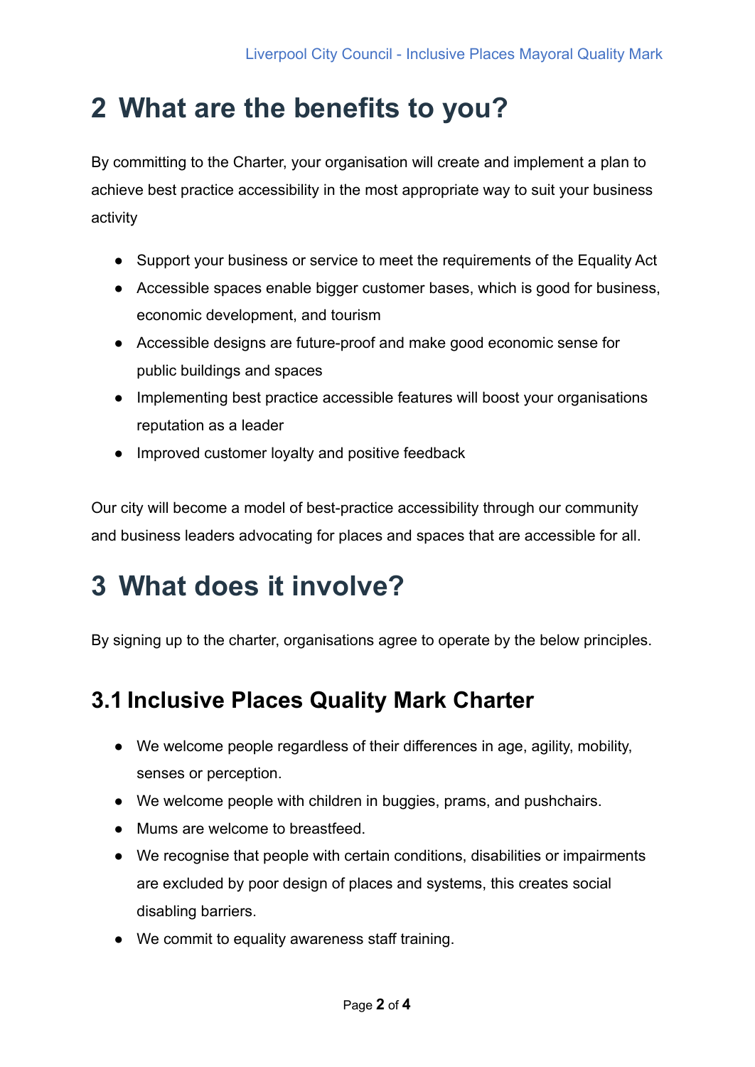# 2 What are the benefits to you?

By committing to the Charter, your organisation will create and implement a plan to achieve best practice accessibility in the most appropriate way to suit your business activity

- Support your business or service to meet the requirements of the Equality Act
- Accessible spaces enable bigger customer bases, which is good for business, economic development, and tourism
- Accessible designs are future-proof and make good economic sense for public buildings and spaces
- Implementing best practice accessible features will boost your organisations reputation as a leader
- Improved customer loyalty and positive feedback

Our city will become a model of best-practice accessibility through our community and business leaders advocating for places and spaces that are accessible for all.

# 3 What does it involve?

By signing up to the charter, organisations agree to operate by the below principles.

## 3.1 Inclusive Places Quality Mark Charter

- We welcome people regardless of their differences in age, agility, mobility, senses or perception.
- We welcome people with children in buggies, prams, and pushchairs.
- Mums are welcome to breastfeed.
- We recognise that people with certain conditions, disabilities or impairments are excluded by poor design of places and systems, this creates social disabling barriers.
- We commit to equality awareness staff training.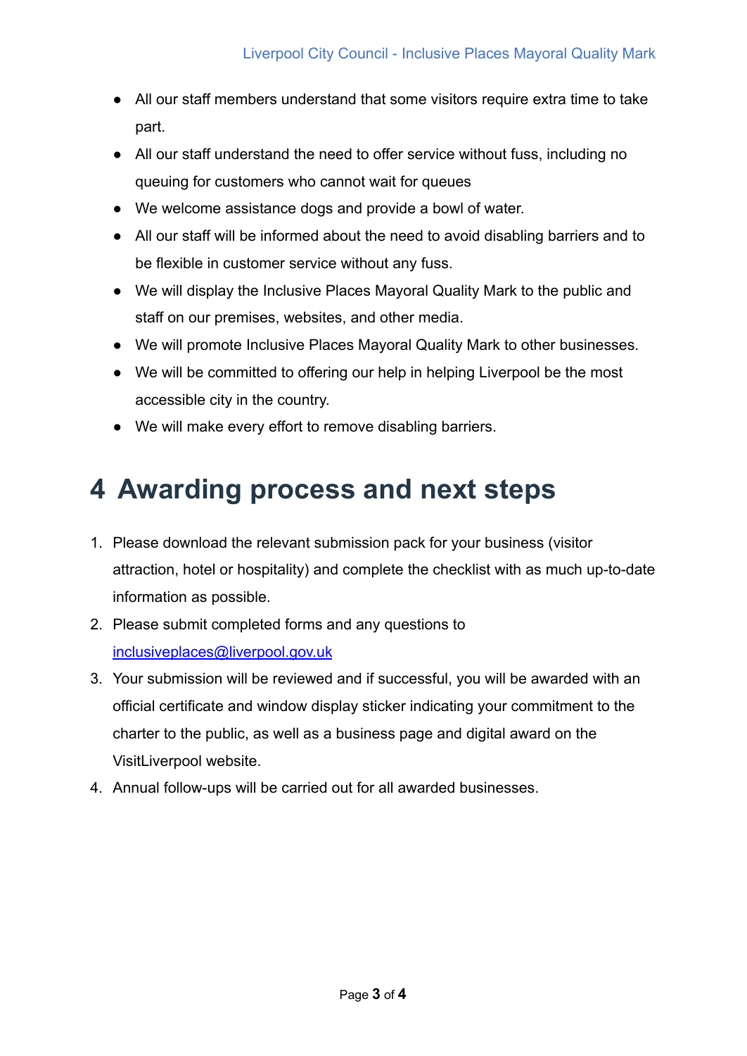- All our staff members understand that some visitors require extra time to take part.
- All our staff understand the need to offer service without fuss, including no queuing for customers who cannot wait for queues
- We welcome assistance dogs and provide a bowl of water.
- All our staff will be informed about the need to avoid disabling barriers and to be flexible in customer service without any fuss.
- We will display the Inclusive Places Mayoral Quality Mark to the public and staff on our premises, websites, and other media.
- We will promote Inclusive Places Mayoral Quality Mark to other businesses.
- We will be committed to offering our help in helping Liverpool be the most accessible city in the country.
- We will make every effort to remove disabling barriers.

# 4 Awarding process and next steps

1. Please download the relevant submission pack for your business (visitor attraction, hotel or hospitality) and complete the checklist with as much up-to-date information as possible.
2. Please submit completed forms and any questions to inclusiveplaces@liverpool.gov.uk
3. Your submission will be reviewed and if successful, you will be awarded with an official certificate and window display sticker indicating your commitment to the charter to the public, as well as a business page and digital award on the VisitLiverpool website.
4. Annual follow-ups will be carried out for all awarded businesses.